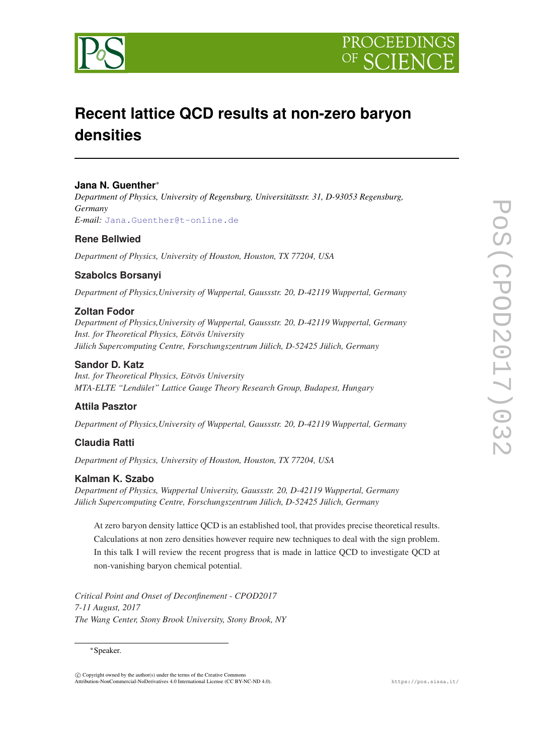# Recent lattice QCD results at non-zero baryon densities

**Jana N. Guenther***

*Department of Physics, University of Regensburg, Universitätsstr. 31, D-93053 Regensburg, Germany*

*E-mail:* Jana.Guenther@t-online.de

**Rene Bellwied**

*Department of Physics, University of Houston, Houston, TX 77204, USA*

**Szabolcs Borsanyi**

*Department of Physics,University of Wuppertal, Gaussstr. 20, D-42119 Wuppertal, Germany*

**Zoltan Fodor**

*Department of Physics,University of Wuppertal, Gaussstr. 20, D-42119 Wuppertal, Germany*
*Inst. for Theoretical Physics, Eötvös University*
*Jülich Supercomputing Centre, Forschungszentrum Jülich, D-52425 Jülich, Germany*

**Sandor D. Katz**

*Inst. for Theoretical Physics, Eötvös University*
*MTA-ELTE "Lendület" Lattice Gauge Theory Research Group, Budapest, Hungary*

**Attila Pasztor**

*Department of Physics,University of Wuppertal, Gaussstr. 20, D-42119 Wuppertal, Germany*

**Claudia Ratti**

*Department of Physics, University of Houston, Houston, TX 77204, USA*

**Kalman K. Szabo**

*Department of Physics, Wuppertal University, Gaussstr. 20, D-42119 Wuppertal, Germany*
*Jülich Supercomputing Centre, Forschungszentrum Jülich, D-52425 Jülich, Germany*

At zero baryon density lattice QCD is an established tool, that provides precise theoretical results. Calculations at non zero densities however require new techniques to deal with the sign problem. In this talk I will review the recent progress that is made in lattice QCD to investigate QCD at non-vanishing baryon chemical potential.

*Critical Point and Onset of Deconfinement - CPOD2017*
*7-11 August, 2017*
*The Wang Center, Stony Brook University, Stony Brook, NY*

*Speaker.

© Copyright owned by the author(s) under the terms of the Creative Commons Attribution-NonCommercial-NoDerivatives 4.0 International License (CC BY-NC-ND 4.0).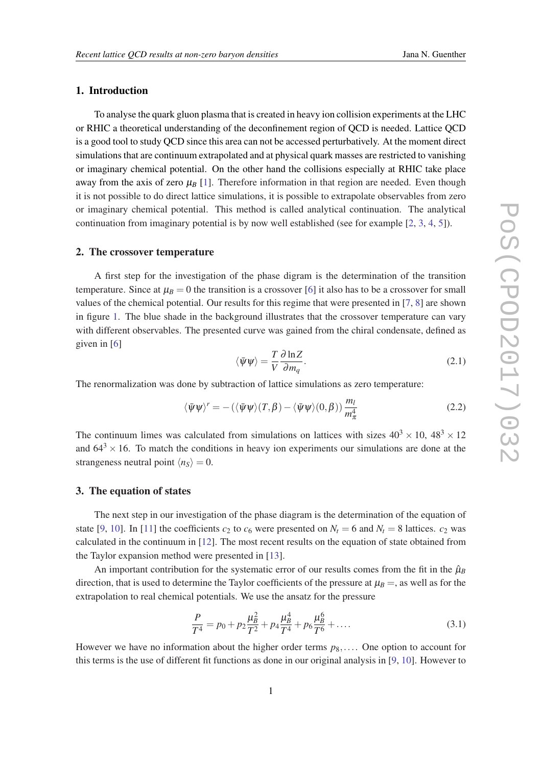## 1. Introduction

To analyse the quark gluon plasma that is created in heavy ion collision experiments at the LHC or RHIC a theoretical understanding of the deconfinement region of QCD is needed. Lattice QCD is a good tool to study QCD since this area can not be accessed perturbatively. At the moment direct simulations that are continuum extrapolated and at physical quark masses are restricted to vanishing or imaginary chemical potential. On the other hand the collisions especially at RHIC take place away from the axis of zero $\mu_B$ [1]. Therefore information in that region are needed. Even though it is not possible to do direct lattice simulations, it is possible to extrapolate observables from zero or imaginary chemical potential. This method is called analytical continuation. The analytical continuation from imaginary potential is by now well established (see for example [2, 3, 4, 5]).

## 2. The crossover temperature

A first step for the investigation of the phase digram is the determination of the transition temperature. Since at $\mu_B = 0$ the transition is a crossover [6] it also has to be a crossover for small values of the chemical potential. Our results for this regime that were presented in [7, 8] are shown in figure 1. The blue shade in the background illustrates that the crossover temperature can vary with different observables. The presented curve was gained from the chiral condensate, defined as given in [6]

$$\langle \bar{\psi}\psi \rangle = \frac{T}{V}\frac{\partial \ln Z}{\partial m_q}. \tag{2.1}$$

The renormalization was done by subtraction of lattice simulations as zero temperature:

$$\langle \bar{\psi}\psi \rangle^r = -\left(\langle \bar{\psi}\psi \rangle(T,\beta) - \langle \bar{\psi}\psi \rangle(0,\beta)\right)\frac{m_l}{m_\pi^4} \tag{2.2}$$

The continuum limes was calculated from simulations on lattices with sizes $40^3 \times 10$, $48^3 \times 12$ and $64^3 \times 16$. To match the conditions in heavy ion experiments our simulations are done at the strangeness neutral point $\langle n_S \rangle = 0$.

## 3. The equation of states

The next step in our investigation of the phase diagram is the determination of the equation of state [9, 10]. In [11] the coefficients $c_2$ to $c_6$ were presented on $N_t = 6$ and $N_t = 8$ lattices. $c_2$ was calculated in the continuum in [12]. The most recent results on the equation of state obtained from the Taylor expansion method were presented in [13].

An important contribution for the systematic error of our results comes from the fit in the $\hat{\mu}_B$ direction, that is used to determine the Taylor coefficients of the pressure at $\mu_B =$, as well as for the extrapolation to real chemical potentials. We use the ansatz for the pressure

$$\frac{P}{T^4} = p_0 + p_2\frac{\mu_B^2}{T^2} + p_4\frac{\mu_B^4}{T^4} + p_6\frac{\mu_B^6}{T^6} + \ldots. \tag{3.1}$$

However we have no information about the higher order terms $p_8, \ldots$. One option to account for this terms is the use of different fit functions as done in our original analysis in [9, 10]. However to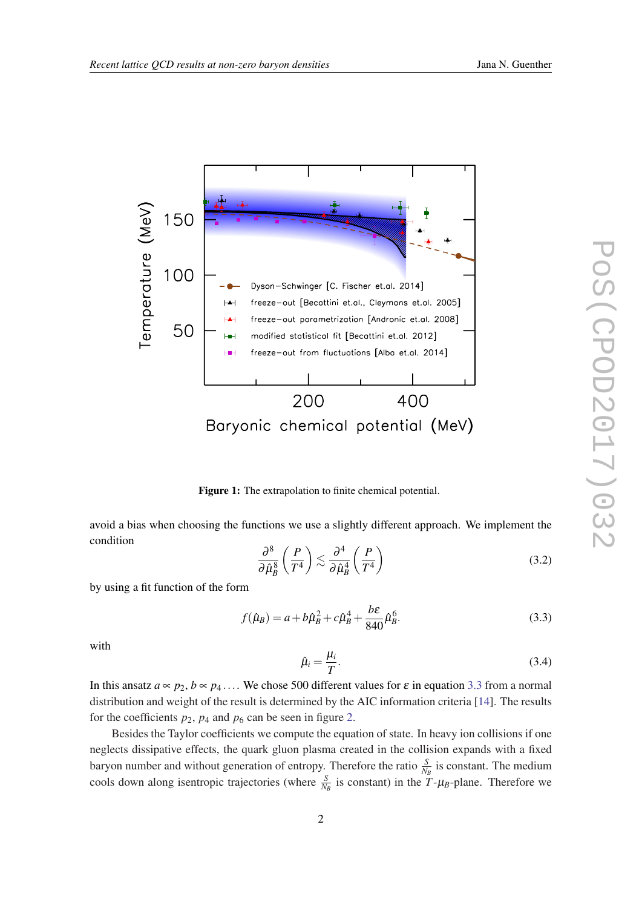Temperature (MeV)

150

100

50

200

400

Baryonic chemical potential (MeV)

Dyson−Schwinger [C. Fischer et.al. 2014]

freeze−out [Becattini et.al., Cleymons et.al. 2005]

freeze−out parametrization [Andronic et.al. 2008]

modified statistical fit [Becattini et.al. 2012]

freeze−out from fluctuations [Alba et.al. 2014]

**Figure 1:** The extrapolation to finite chemical potential.

avoid a bias when choosing the functions we use a slightly different approach. We implement the condition

$$\frac{\partial^8}{\partial \hat{\mu}_B^8}\left(\frac{P}{T^4}\right) \lesssim \frac{\partial^4}{\partial \hat{\mu}_B^4}\left(\frac{P}{T^4}\right) \tag{3.2}$$

by using a fit function of the form

$$f(\hat{\mu}_B) = a + b\hat{\mu}_B^2 + c\hat{\mu}_B^4 + \frac{b\varepsilon}{840}\hat{\mu}_B^6. \tag{3.3}$$

with

$$\hat{\mu}_i = \frac{\mu_i}{T}. \tag{3.4}$$

In this ansatz $a \propto p_2$, $b \propto p_4 \ldots$. We chose 500 different values for $\varepsilon$ in equation 3.3 from a normal distribution and weight of the result is determined by the AIC information criteria [14]. The results for the coefficients $p_2$, $p_4$ and $p_6$ can be seen in figure 2.

Besides the Taylor coefficients we compute the equation of state. In heavy ion collisions if one neglects dissipative effects, the quark gluon plasma created in the collision expands with a fixed baryon number and without generation of entropy. Therefore the ratio $\frac{S}{N_B}$ is constant. The medium cools down along isentropic trajectories (where $\frac{S}{N_B}$ is constant) in the $T$-$\mu_B$-plane. Therefore we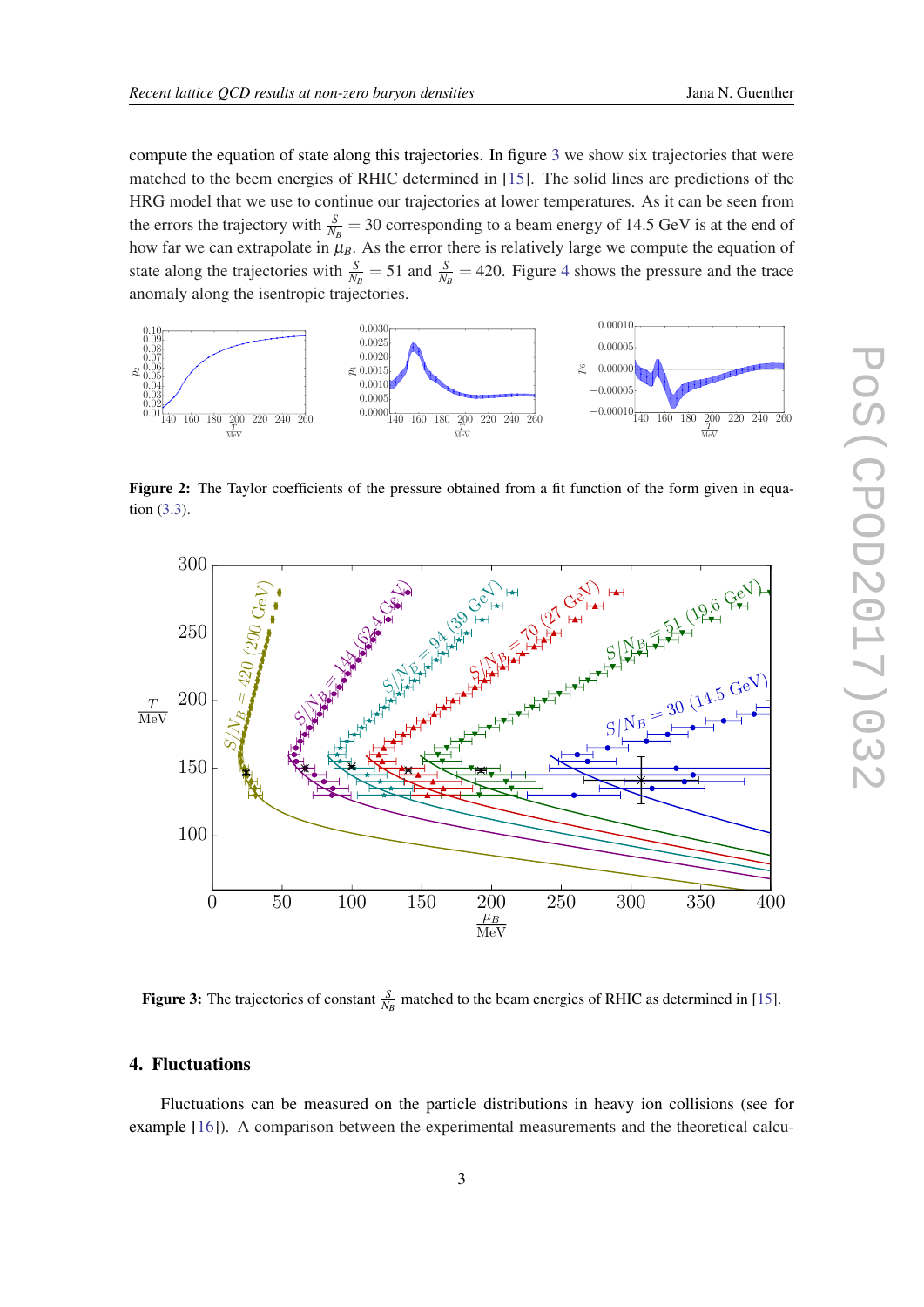compute the equation of state along this trajectories. In figure 3 we show six trajectories that were matched to the beem energies of RHIC determined in [15]. The solid lines are predictions of the HRG model that we use to continue our trajectories at lower temperatures. As it can be seen from the errors the trajectory with $\frac{S}{N_B} = 30$ corresponding to a beam energy of 14.5 GeV is at the end of how far we can extrapolate in $\mu_B$. As the error there is relatively large we compute the equation of state along the trajectories with $\frac{S}{N_B} = 51$ and $\frac{S}{N_B} = 420$. Figure 4 shows the pressure and the trace anomaly along the isentropic trajectories.

$p_2$
0.10
0.09
0.08
0.07
0.06
0.05
0.04
0.03
0.02
0.01
140 160 180 200 220 240 260
$\frac{T}{\text{MeV}}$

$p_4$
0.0030
0.0025
0.0020
0.0015
0.0010
0.0005
0.0000
140 160 180 200 220 240 260
$\frac{T}{\text{MeV}}$

$p_6$
0.00010
0.00005
0.00000
−0.00005
−0.00010
140 160 180 200 220 240 260
$\frac{T}{\text{MeV}}$

**Figure 2:** The Taylor coefficients of the pressure obtained from a fit function of the form given in equation (3.3).

$\frac{T}{\text{MeV}}$
300
250
200
150
100
0 50 100 150 200 250 300 350 400
$\frac{\mu_B}{\text{MeV}}$

$S/N_B = 420$ (200 GeV)
$S/N_B = 144$ (62.4 GeV)
$S/N_B = 94$ (39 GeV)
$S/N_B = 70$ (27 GeV)
$S/N_B = 51$ (19.6 GeV)
$S/N_B = 30$ (14.5 GeV)

**Figure 3:** The trajectories of constant $\frac{S}{N_B}$ matched to the beam energies of RHIC as determined in [15].

## 4. Fluctuations

Fluctuations can be measured on the particle distributions in heavy ion collisions (see for example [16]). A comparison between the experimental measurements and the theoretical calcu-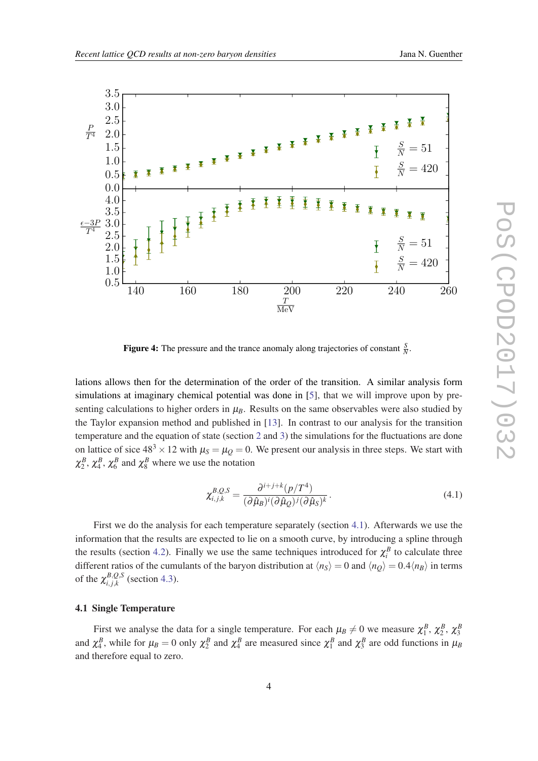3.5
3.0
2.5
$\frac{P}{T^4}$ 2.0
1.5
1.0
0.5
0.0

$\frac{S}{N} = 51$

$\frac{S}{N} = 420$

4.0
3.5
$\frac{\epsilon - 3P}{T^4}$ 3.0
2.5
2.0
1.5
1.0
0.5

$\frac{S}{N} = 51$

$\frac{S}{N} = 420$

140 160 180 200 220 240 260

$\frac{T}{\text{MeV}}$

**Figure 4:** The pressure and the trance anomaly along trajectories of constant $\frac{S}{N}$.

lations allows then for the determination of the order of the transition. A similar analysis form simulations at imaginary chemical potential was done in [5], that we will improve upon by presenting calculations to higher orders in $\mu_B$. Results on the same observables were also studied by the Taylor expansion method and published in [13]. In contrast to our analysis for the transition temperature and the equation of state (section 2 and 3) the simulations for the fluctuations are done on lattice of sice $48^3 \times 12$ with $\mu_S = \mu_Q = 0$. We present our analysis in three steps. We start with $\chi_2^B$, $\chi_4^B$, $\chi_6^B$ and $\chi_8^B$ where we use the notation

$$\chi_{i,j,k}^{B,Q,S} = \frac{\partial^{i+j+k}(p/T^4)}{(\partial \hat{\mu}_B)^i (\partial \hat{\mu}_Q)^j (\partial \hat{\mu}_S)^k}. \tag{4.1}$$

First we do the analysis for each temperature separately (section 4.1). Afterwards we use the information that the results are expected to lie on a smooth curve, by introducing a spline through the results (section 4.2). Finally we use the same techniques introduced for $\chi_i^B$ to calculate three different ratios of the cumulants of the baryon distribution at $\langle n_S \rangle = 0$ and $\langle n_Q \rangle = 0.4 \langle n_B \rangle$ in terms of the $\chi_{i,j,k}^{B,Q,S}$ (section 4.3).

### 4.1 Single Temperature

First we analyse the data for a single temperature. For each $\mu_B \neq 0$ we measure $\chi_1^B$, $\chi_2^B$, $\chi_3^B$ and $\chi_4^B$, while for $\mu_B = 0$ only $\chi_2^B$ and $\chi_4^B$ are measured since $\chi_1^B$ and $\chi_3^B$ are odd functions in $\mu_B$ and therefore equal to zero.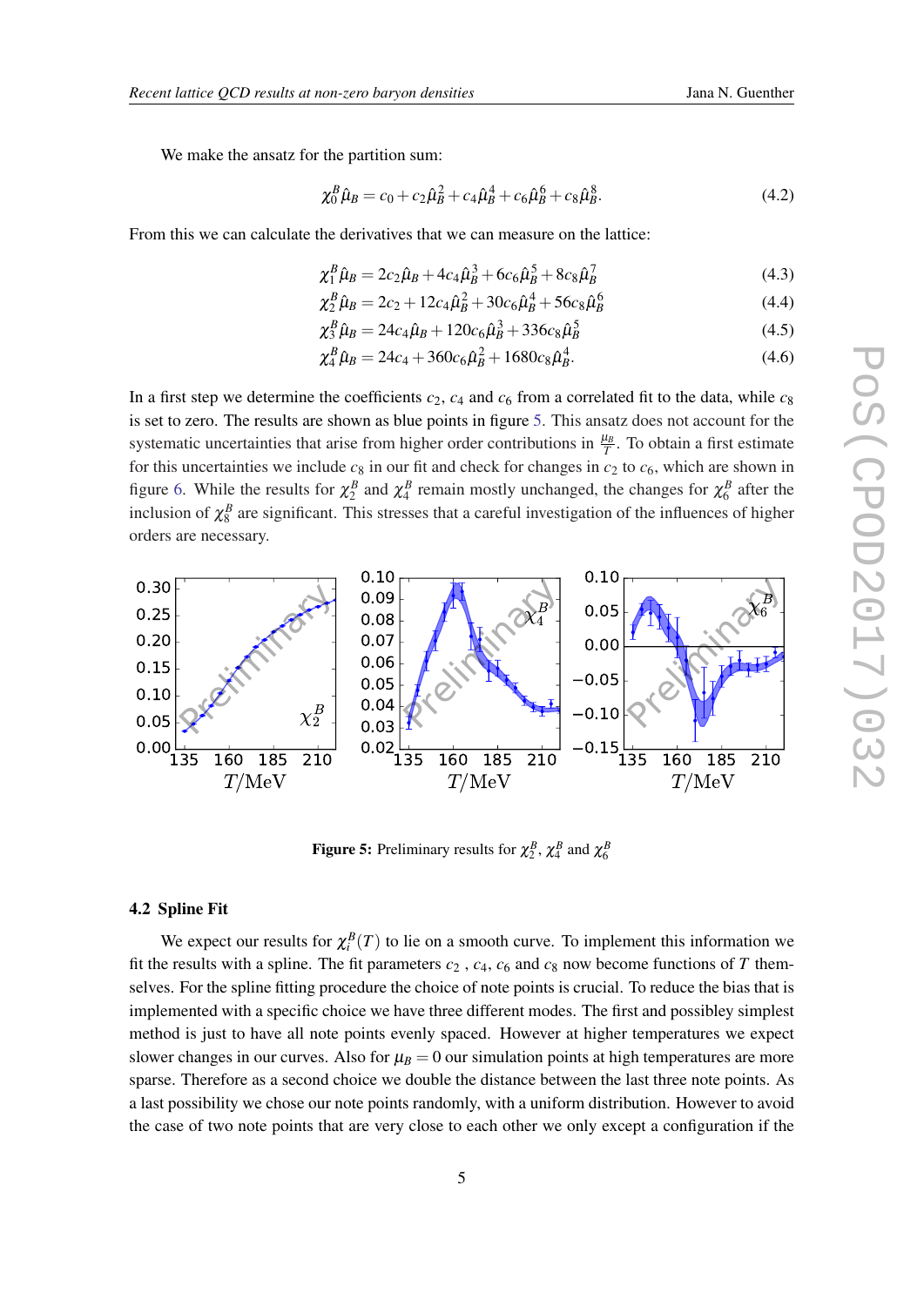We make the ansatz for the partition sum:

$$\chi_0^B \hat{\mu}_B = c_0 + c_2\hat{\mu}_B^2 + c_4\hat{\mu}_B^4 + c_6\hat{\mu}_B^6 + c_8\hat{\mu}_B^8. \tag{4.2}$$

From this we can calculate the derivatives that we can measure on the lattice:

$$\chi_1^B \hat{\mu}_B = 2c_2\hat{\mu}_B + 4c_4\hat{\mu}_B^3 + 6c_6\hat{\mu}_B^5 + 8c_8\hat{\mu}_B^7 \tag{4.3}$$

$$\chi_2^B \hat{\mu}_B = 2c_2 + 12c_4\hat{\mu}_B^2 + 30c_6\hat{\mu}_B^4 + 56c_8\hat{\mu}_B^6 \tag{4.4}$$

$$\chi_3^B \hat{\mu}_B = 24c_4\hat{\mu}_B + 120c_6\hat{\mu}_B^3 + 336c_8\hat{\mu}_B^5 \tag{4.5}$$

$$\chi_4^B \hat{\mu}_B = 24c_4 + 360c_6\hat{\mu}_B^2 + 1680c_8\hat{\mu}_B^4. \tag{4.6}$$

In a first step we determine the coefficients $c_2$, $c_4$ and $c_6$ from a correlated fit to the data, while $c_8$ is set to zero. The results are shown as blue points in figure 5. This ansatz does not account for the systematic uncertainties that arise from higher order contributions in $\frac{\mu_B}{T}$. To obtain a first estimate for this uncertainties we include $c_8$ in our fit and check for changes in $c_2$ to $c_6$, which are shown in figure 6. While the results for $\chi_2^B$ and $\chi_4^B$ remain mostly unchanged, the changes for $\chi_6^B$ after the inclusion of $\chi_8^B$ are significant. This stresses that a careful investigation of the influences of higher orders are necessary.

0.30
0.25
0.20
0.15
0.10
0.05
0.00
135 160 185 210
$T$/MeV
$\chi_2^B$
Preliminary

0.10
0.09
0.08
0.07
0.06
0.05
0.04
0.03
0.02
135 160 185 210
$T$/MeV
$\chi_4^B$
Preliminary

0.10
0.05
0.00
−0.05
−0.10
−0.15
135 160 185 210
$T$/MeV
$\chi_6^B$
Preliminary

**Figure 5:** Preliminary results for $\chi_2^B$, $\chi_4^B$ and $\chi_6^B$

### 4.2 Spline Fit

We expect our results for $\chi_i^B(T)$ to lie on a smooth curve. To implement this information we fit the results with a spline. The fit parameters $c_2$ , $c_4$, $c_6$ and $c_8$ now become functions of $T$ themselves. For the spline fitting procedure the choice of note points is crucial. To reduce the bias that is implemented with a specific choice we have three different modes. The first and possibley simplest method is just to have all note points evenly spaced. However at higher temperatures we expect slower changes in our curves. Also for $\mu_B = 0$ our simulation points at high temperatures are more sparse. Therefore as a second choice we double the distance between the last three note points. As a last possibility we chose our note points randomly, with a uniform distribution. However to avoid the case of two note points that are very close to each other we only except a configuration if the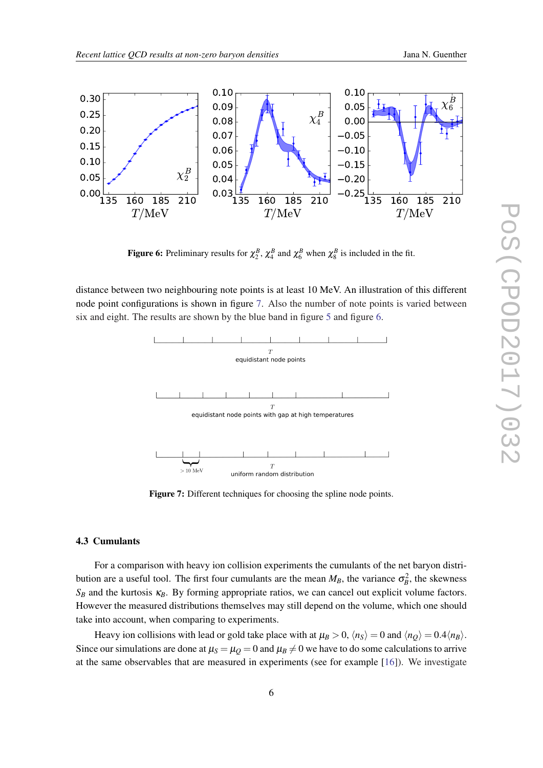0.30
0.25
0.20
0.15
0.10
0.05
0.00
135 160 185 210
$T$/MeV
$\chi_2^B$

0.10
0.09
0.08
0.07
0.06
0.05
0.04
0.03
135 160 185 210
$T$/MeV
$\chi_4^B$

0.10
0.05
0.00
−0.05
−0.10
−0.15
−0.20
−0.25
135 160 185 210
$T$/MeV
$\chi_6^B$

**Figure 6:** Preliminary results for $\chi_2^B$, $\chi_4^B$ and $\chi_6^B$ when $\chi_8^B$ is included in the fit.

distance between two neighbouring note points is at least 10 MeV. An illustration of this different node point configurations is shown in figure 7. Also the number of note points is varied between six and eight. The results are shown by the blue band in figure 5 and figure 6.

$T$
equidistant node points

$T$
equidistant node points with gap at high temperatures

$> 10$ MeV
$T$
uniform random distribution

**Figure 7:** Different techniques for choosing the spline node points.

### 4.3 Cumulants

For a comparison with heavy ion collision experiments the cumulants of the net baryon distribution are a useful tool. The first four cumulants are the mean $M_B$, the variance $\sigma_B^2$, the skewness $S_B$ and the kurtosis $\kappa_B$. By forming appropriate ratios, we can cancel out explicit volume factors. However the measured distributions themselves may still depend on the volume, which one should take into account, when comparing to experiments.

Heavy ion collisions with lead or gold take place with at $\mu_B > 0$, $\langle n_S \rangle = 0$ and $\langle n_Q \rangle = 0.4\langle n_B \rangle$. Since our simulations are done at $\mu_S = \mu_Q = 0$ and $\mu_B \neq 0$ we have to do some calculations to arrive at the same observables that are measured in experiments (see for example [16]). We investigate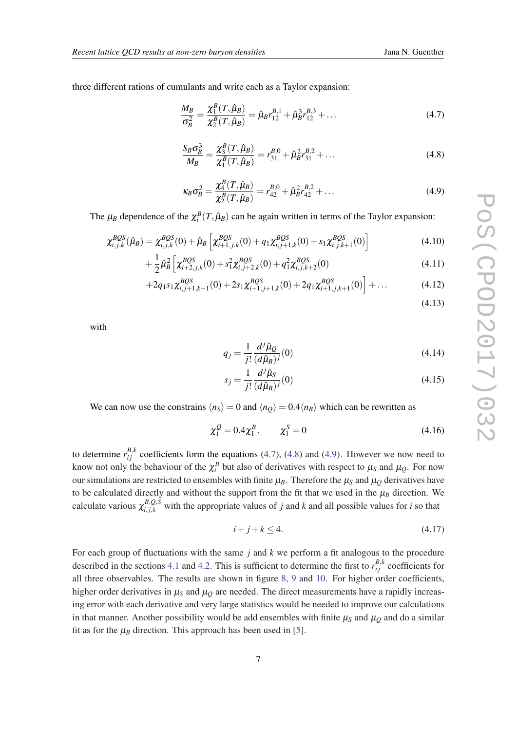three different rations of cumulants and write each as a Taylor expansion:

$$\frac{M_B}{\sigma_B^2} = \frac{\chi_1^B(T,\hat{\mu}_B)}{\chi_2^B(T,\hat{\mu}_B)} = \hat{\mu}_B r_{12}^{B,1} + \hat{\mu}_B^3 r_{12}^{B,3} + \dots \tag{4.7}$$

$$\frac{S_B\sigma_B^3}{M_B} = \frac{\chi_3^B(T,\hat{\mu}_B)}{\chi_1^B(T,\hat{\mu}_B)} = r_{31}^{B,0} + \hat{\mu}_B^2 r_{31}^{B,2} + \dots \tag{4.8}$$

$$\kappa_B\sigma_B^2 = \frac{\chi_4^B(T,\hat{\mu}_B)}{\chi_2^B(T,\hat{\mu}_B)} = r_{42}^{B,0} + \hat{\mu}_B^2 r_{42}^{B,2} + \dots \tag{4.9}$$

The $\mu_B$ dependence of the $\chi_i^B(T,\hat{\mu}_B)$ can be again written in terms of the Taylor expansion:

$$\chi_{i,j,k}^{BQS}(\hat{\mu}_B) = \chi_{i,j,k}^{BQS}(0) + \hat{\mu}_B\left[\chi_{i+1,j,k}^{BQS}(0) + q_1\chi_{i,j+1,k}^{BQS}(0) + s_1\chi_{i,j,k+1}^{BQS}(0)\right] \tag{4.10}$$

$$+\frac{1}{2}\hat{\mu}_B^2\left[\chi_{i+2,j,k}^{BQS}(0) + s_1^2\chi_{i,j+2,k}^{BQS}(0) + q_1^2\chi_{i,j,k+2}^{BQS}(0)\right. \tag{4.11}$$

$$\left.+2q_1s_1\chi_{i,j+1,k+1}^{BQS}(0) + 2s_1\chi_{i+1,j+1,k}^{BQS}(0) + 2q_1\chi_{i+1,j,k+1}^{BQS}(0)\right] + \dots \tag{4.12}$$

$$\tag{4.13}$$

with

$$q_j = \frac{1}{j!}\frac{d^j\hat{\mu}_Q}{(d\hat{\mu}_B)^j}(0) \tag{4.14}$$

$$s_j = \frac{1}{j!}\frac{d^j\hat{\mu}_S}{(d\hat{\mu}_B)^j}(0) \tag{4.15}$$

We can now use the constrains $\langle n_S\rangle = 0$ and $\langle n_Q\rangle = 0.4\langle n_B\rangle$ which can be rewritten as

$$\chi_1^Q = 0.4\chi_1^B, \qquad \chi_1^S = 0 \tag{4.16}$$

to determine $r_{ij}^{B,k}$ coefficients form the equations (4.7), (4.8) and (4.9). However we now need to know not only the behaviour of the $\chi_i^B$ but also of derivatives with respect to $\mu_S$ and $\mu_Q$. For now our simulations are restricted to ensembles with finite $\mu_B$. Therefore the $\mu_S$ and $\mu_Q$ derivatives have to be calculated directly and without the support from the fit that we used in the $\mu_B$ direction. We calculate various $\chi_{i,j,k}^{B,Q,S}$ with the appropriate values of $j$ and $k$ and all possible values for $i$ so that

$$i + j + k \leq 4. \tag{4.17}$$

For each group of fluctuations with the same $j$ and $k$ we perform a fit analogous to the procedure described in the sections 4.1 and 4.2. This is sufficient to determine the first to $r_{ij}^{B,k}$ coefficients for all three observables. The results are shown in figure 8, 9 and 10. For higher order coefficients, higher order derivatives in $\mu_S$ and $\mu_Q$ are needed. The direct measurements have a rapidly increasing error with each derivative and very large statistics would be needed to improve our calculations in that manner. Another possibility would be add ensembles with finite $\mu_S$ and $\mu_Q$ and do a similar fit as for the $\mu_B$ direction. This approach has been used in [5].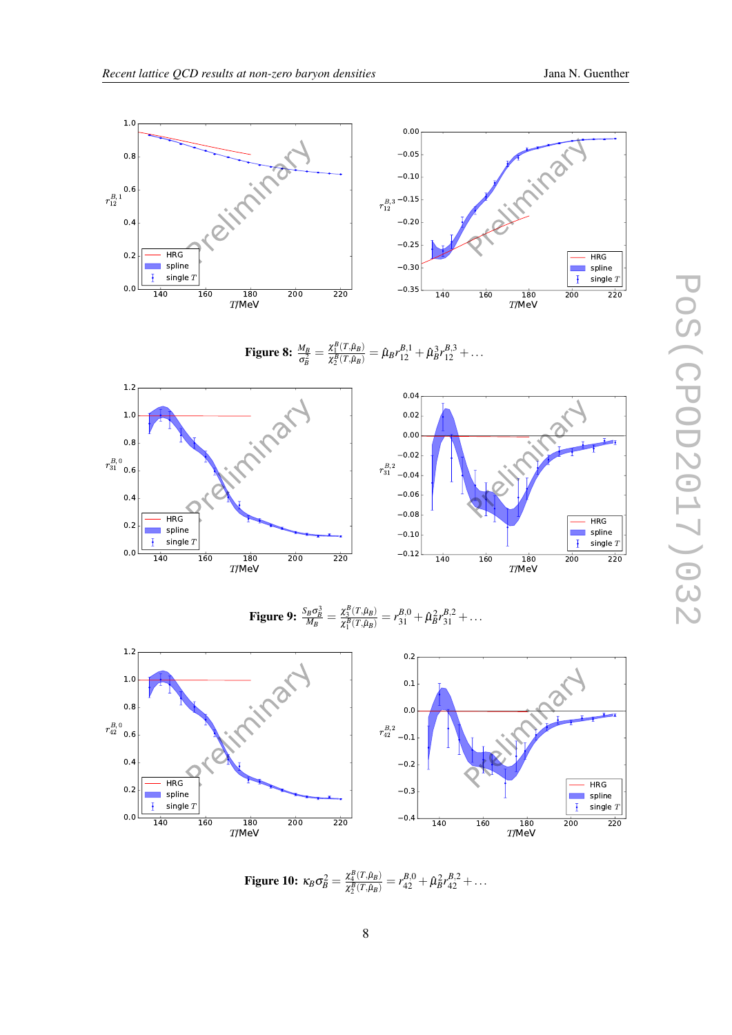140
160
180
200
220
T/MeV
0.0
0.2
0.4
0.6
0.8
1.0
$r_{12}^{B,1}$
HRG
spline
single $T$
Preliminary

140
160
180
200
220
T/MeV
−0.35
−0.30
−0.25
−0.20
−0.15
−0.10
−0.05
0.00
$r_{12}^{B,3}$
HRG
spline
single $T$
Preliminary

**Figure 8:** $\frac{M_B}{\sigma_B^2} = \frac{\chi_1^B(T,\hat{\mu}_B)}{\chi_2^B(T,\hat{\mu}_B)} = \hat{\mu}_B r_{12}^{B,1} + \hat{\mu}_B^3 r_{12}^{B,3} + \ldots$

140
160
180
200
220
T/MeV
0.0
0.2
0.4
0.6
0.8
1.0
1.2
$r_{31}^{B,0}$
HRG
spline
single $T$
Preliminary

140
160
180
200
220
T/MeV
−0.12
−0.10
−0.08
−0.06
−0.04
−0.02
0.00
0.02
0.04
$r_{31}^{B,2}$
HRG
spline
single $T$
Preliminary

**Figure 9:** $\frac{S_B\sigma_B^3}{M_B} = \frac{\chi_3^B(T,\hat{\mu}_B)}{\chi_1^B(T,\hat{\mu}_B)} = r_{31}^{B,0} + \hat{\mu}_B^2 r_{31}^{B,2} + \ldots$

140
160
180
200
220
T/MeV
0.0
0.2
0.4
0.6
0.8
1.0
1.2
$r_{42}^{B,0}$
HRG
spline
single $T$
Preliminary

140
160
180
200
220
T/MeV
−0.4
−0.3
−0.2
−0.1
0.0
0.1
0.2
$r_{42}^{B,2}$
HRG
spline
single $T$
Preliminary

**Figure 10:** $\kappa_B\sigma_B^2 = \frac{\chi_4^B(T,\hat{\mu}_B)}{\chi_2^B(T,\hat{\mu}_B)} = r_{42}^{B,0} + \hat{\mu}_B^2 r_{42}^{B,2} + \ldots$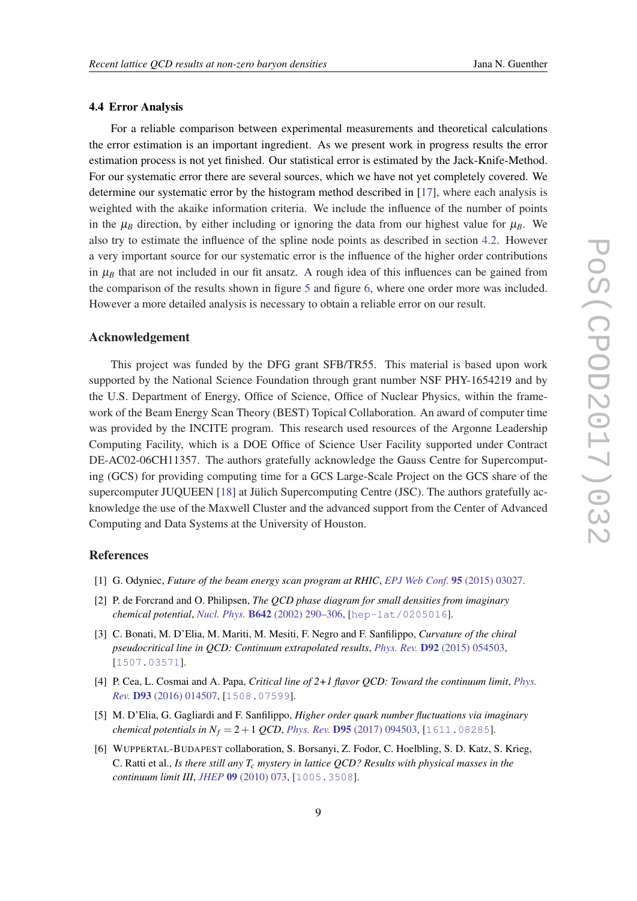### 4.4 Error Analysis

For a reliable comparison between experimental measurements and theoretical calculations the error estimation is an important ingredient. As we present work in progress results the error estimation process is not yet finished. Our statistical error is estimated by the Jack-Knife-Method. For our systematic error there are several sources, which we have not yet completely covered. We determine our systematic error by the histogram method described in [17], where each analysis is weighted with the akaike information criteria. We include the influence of the number of points in the $\mu_B$ direction, by either including or ignoring the data from our highest value for $\mu_B$. We also try to estimate the influence of the spline node points as described in section 4.2. However a very important source for our systematic error is the influence of the higher order contributions in $\mu_B$ that are not included in our fit ansatz. A rough idea of this influences can be gained from the comparison of the results shown in figure 5 and figure 6, where one order more was included. However a more detailed analysis is necessary to obtain a reliable error on our result.

### Acknowledgement

This project was funded by the DFG grant SFB/TR55. This material is based upon work supported by the National Science Foundation through grant number NSF PHY-1654219 and by the U.S. Department of Energy, Office of Science, Office of Nuclear Physics, within the framework of the Beam Energy Scan Theory (BEST) Topical Collaboration. An award of computer time was provided by the INCITE program. This research used resources of the Argonne Leadership Computing Facility, which is a DOE Office of Science User Facility supported under Contract DE-AC02-06CH11357. The authors gratefully acknowledge the Gauss Centre for Supercomputing (GCS) for providing computing time for a GCS Large-Scale Project on the GCS share of the supercomputer JUQUEEN [18] at Jülich Supercomputing Centre (JSC). The authors gratefully acknowledge the use of the Maxwell Cluster and the advanced support from the Center of Advanced Computing and Data Systems at the University of Houston.

### References

[1] G. Odyniec, *Future of the beam energy scan program at RHIC*, EPJ Web Conf. **95** (2015) 03027.

[2] P. de Forcrand and O. Philipsen, *The QCD phase diagram for small densities from imaginary chemical potential*, Nucl. Phys. **B642** (2002) 290–306, [hep-lat/0205016].

[3] C. Bonati, M. D'Elia, M. Mariti, M. Mesiti, F. Negro and F. Sanfilippo, *Curvature of the chiral pseudocritical line in QCD: Continuum extrapolated results*, Phys. Rev. **D92** (2015) 054503, [1507.03571].

[4] P. Cea, L. Cosmai and A. Papa, *Critical line of 2+1 flavor QCD: Toward the continuum limit*, Phys. Rev. **D93** (2016) 014507, [1508.07599].

[5] M. D'Elia, G. Gagliardi and F. Sanfilippo, *Higher order quark number fluctuations via imaginary chemical potentials in $N_f = 2+1$ QCD*, Phys. Rev. **D95** (2017) 094503, [1611.08285].

[6] WUPPERTAL-BUDAPEST collaboration, S. Borsanyi, Z. Fodor, C. Hoelbling, S. D. Katz, S. Krieg, C. Ratti et al., *Is there still any $T_c$ mystery in lattice QCD? Results with physical masses in the continuum limit III*, JHEP **09** (2010) 073, [1005.3508].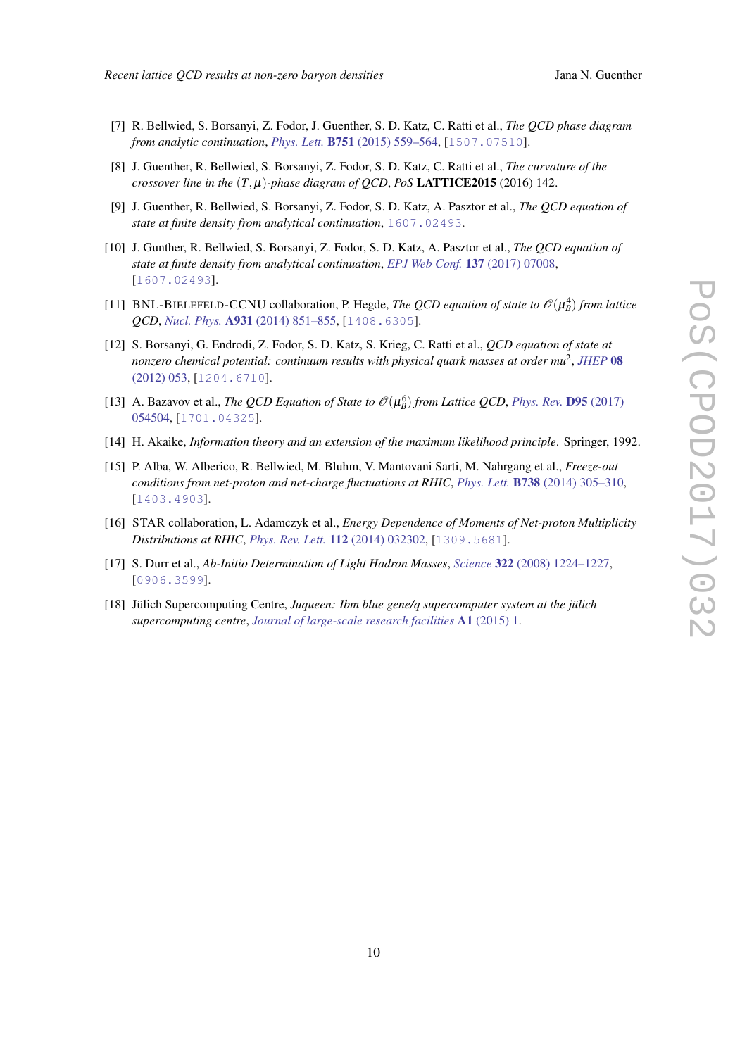[7] R. Bellwied, S. Borsanyi, Z. Fodor, J. Guenther, S. D. Katz, C. Ratti et al., *The QCD phase diagram from analytic continuation*, *Phys. Lett.* **B751** (2015) 559–564, [1507.07510].

[8] J. Guenther, R. Bellwied, S. Borsanyi, Z. Fodor, S. D. Katz, C. Ratti et al., *The curvature of the crossover line in the* $(T,\mu)$*-phase diagram of QCD*, *PoS* **LATTICE2015** (2016) 142.

[9] J. Guenther, R. Bellwied, S. Borsanyi, Z. Fodor, S. D. Katz, A. Pasztor et al., *The QCD equation of state at finite density from analytical continuation*, 1607.02493.

[10] J. Gunther, R. Bellwied, S. Borsanyi, Z. Fodor, S. D. Katz, A. Pasztor et al., *The QCD equation of state at finite density from analytical continuation*, *EPJ Web Conf.* **137** (2017) 07008, [1607.02493].

[11] BNL-Bielefeld-CCNU collaboration, P. Hegde, *The QCD equation of state to* $\mathcal{O}(\mu_B^4)$ *from lattice QCD*, *Nucl. Phys.* **A931** (2014) 851–855, [1408.6305].

[12] S. Borsanyi, G. Endrodi, Z. Fodor, S. D. Katz, S. Krieg, C. Ratti et al., *QCD equation of state at nonzero chemical potential: continuum results with physical quark masses at order mu*$^2$, *JHEP* **08** (2012) 053, [1204.6710].

[13] A. Bazavov et al., *The QCD Equation of State to* $\mathcal{O}(\mu_B^6)$ *from Lattice QCD*, *Phys. Rev.* **D95** (2017) 054504, [1701.04325].

[14] H. Akaike, *Information theory and an extension of the maximum likelihood principle*. Springer, 1992.

[15] P. Alba, W. Alberico, R. Bellwied, M. Bluhm, V. Mantovani Sarti, M. Nahrgang et al., *Freeze-out conditions from net-proton and net-charge fluctuations at RHIC*, *Phys. Lett.* **B738** (2014) 305–310, [1403.4903].

[16] STAR collaboration, L. Adamczyk et al., *Energy Dependence of Moments of Net-proton Multiplicity Distributions at RHIC*, *Phys. Rev. Lett.* **112** (2014) 032302, [1309.5681].

[17] S. Durr et al., *Ab-Initio Determination of Light Hadron Masses*, *Science* **322** (2008) 1224–1227, [0906.3599].

[18] Jülich Supercomputing Centre, *Juqueen: Ibm blue gene/q supercomputer system at the jülich supercomputing centre*, *Journal of large-scale research facilities* **A1** (2015) 1.